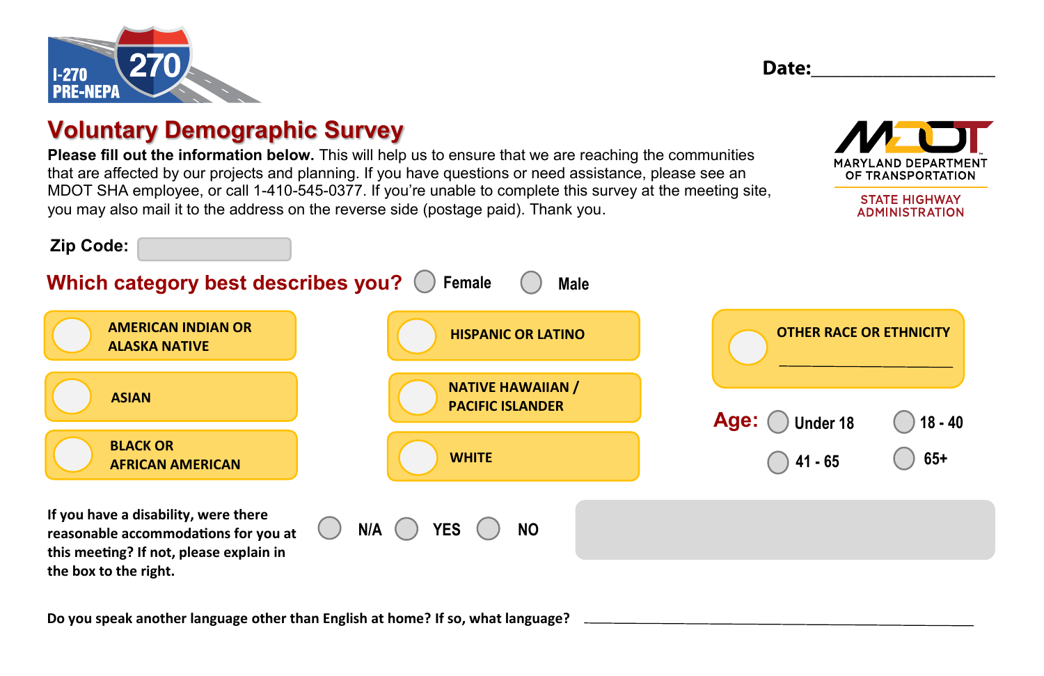I-270 PRE-NEPA

Date:___________________

# Voluntary Demographic Survey

MARYLAND DEPARTMENT OF TRANSPORTATION
STATE HIGHWAY ADMINISTRATION

**Please fill out the information below.** This will help us to ensure that we are reaching the communities that are affected by our projects and planning. If you have questions or need assistance, please see an MDOT SHA employee, or call 1-410-545-0377. If you're unable to complete this survey at the meeting site, you may also mail it to the address on the reverse side (postage paid). Thank you.

**Zip Code:** ______

## Which category best describes you?

- ○ Female
- ○ Male

- ○ AMERICAN INDIAN OR ALASKA NATIVE
- ○ ASIAN
- ○ BLACK OR AFRICAN AMERICAN
- ○ HISPANIC OR LATINO
- ○ NATIVE HAWAIIAN / PACIFIC ISLANDER
- ○ WHITE
- ○ OTHER RACE OR ETHNICITY ____________________

**Age:**

- ○ Under 18
- ○ 18 - 40
- ○ 41 - 65
- ○ 65+

**If you have a disability, were there reasonable accommodations for you at this meeting? If not, please explain in the box to the right.**

- ○ N/A
- ○ YES
- ○ NO

**Do you speak another language other than English at home? If so, what language?** ____________________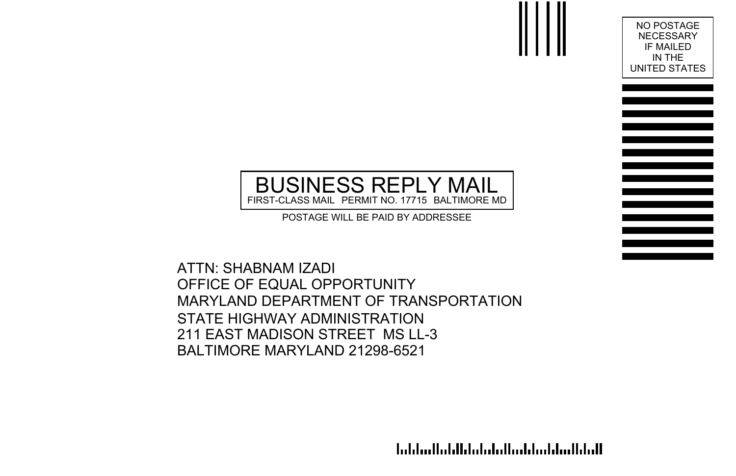NO POSTAGE
NECESSARY
IF MAILED
IN THE
UNITED STATES

# BUSINESS REPLY MAIL

FIRST-CLASS MAIL PERMIT NO. 17715 BALTIMORE MD

POSTAGE WILL BE PAID BY ADDRESSEE

ATTN: SHABNAM IZADI
OFFICE OF EQUAL OPPORTUNITY
MARYLAND DEPARTMENT OF TRANSPORTATION
STATE HIGHWAY ADMINISTRATION
211 EAST MADISON STREET MS LL-3
BALTIMORE MARYLAND 21298-6521